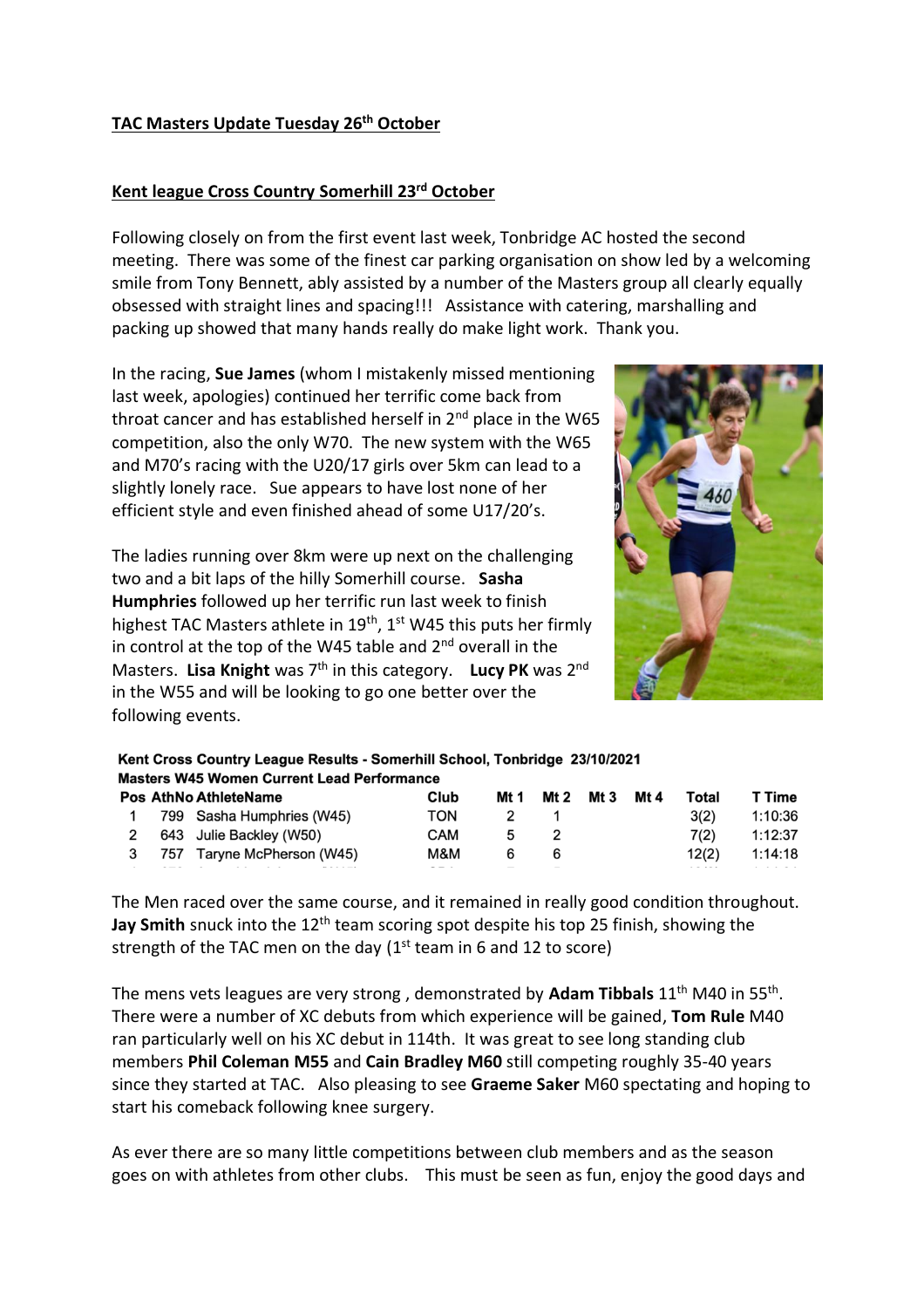**TAC Masters Update Tuesday 26th October**

**Kent league Cross Country Somerhill 23rd October**

Following closely on from the first event last week, Tonbridge AC hosted the second meeting. There was some of the finest car parking organisation on show led by a welcoming smile from Tony Bennett, ably assisted by a number of the Masters group all clearly equally obsessed with straight lines and spacing!!! Assistance with catering, marshalling and packing up showed that many hands really do make light work. Thank you.

In the racing, **Sue James** (whom I mistakenly missed mentioning last week, apologies) continued her terrific come back from throat cancer and has established herself in 2nd place in the W65 competition, also the only W70. The new system with the W65 and M70's racing with the U20/17 girls over 5km can lead to a slightly lonely race. Sue appears to have lost none of her efficient style and even finished ahead of some U17/20's.

The ladies running over 8km were up next on the challenging two and a bit laps of the hilly Somerhill course. **Sasha Humphries** followed up her terrific run last week to finish highest TAC Masters athlete in 19th, 1st W45 this puts her firmly in control at the top of the W45 table and 2nd overall in the Masters. **Lisa Knight** was 7th in this category. **Lucy PK** was 2nd in the W55 and will be looking to go one better over the following events.

**Kent Cross Country League Results - Somerhill School, Tonbridge 23/10/2021**
**Masters W45 Women Current Lead Performance**

| Pos | AthNo | AthleteName | Club | Mt 1 | Mt 2 | Mt 3 | Mt 4 | Total | T Time |
|---|---|---|---|---|---|---|---|---|---|
| 1 | 799 | Sasha Humphries (W45) | TON | 2 | 1 | | | 3(2) | 1:10:36 |
| 2 | 643 | Julie Backley (W50) | CAM | 5 | 2 | | | 7(2) | 1:12:37 |
| 3 | 757 | Taryne McPherson (W45) | M&M | 6 | 6 | | | 12(2) | 1:14:18 |

The Men raced over the same course, and it remained in really good condition throughout. **Jay Smith** snuck into the 12th team scoring spot despite his top 25 finish, showing the strength of the TAC men on the day (1st team in 6 and 12 to score)

The mens vets leagues are very strong , demonstrated by **Adam Tibbals** 11th M40 in 55th. There were a number of XC debuts from which experience will be gained, **Tom Rule** M40 ran particularly well on his XC debut in 114th. It was great to see long standing club members **Phil Coleman M55** and **Cain Bradley M60** still competing roughly 35-40 years since they started at TAC. Also pleasing to see **Graeme Saker** M60 spectating and hoping to start his comeback following knee surgery.

As ever there are so many little competitions between club members and as the season goes on with athletes from other clubs. This must be seen as fun, enjoy the good days and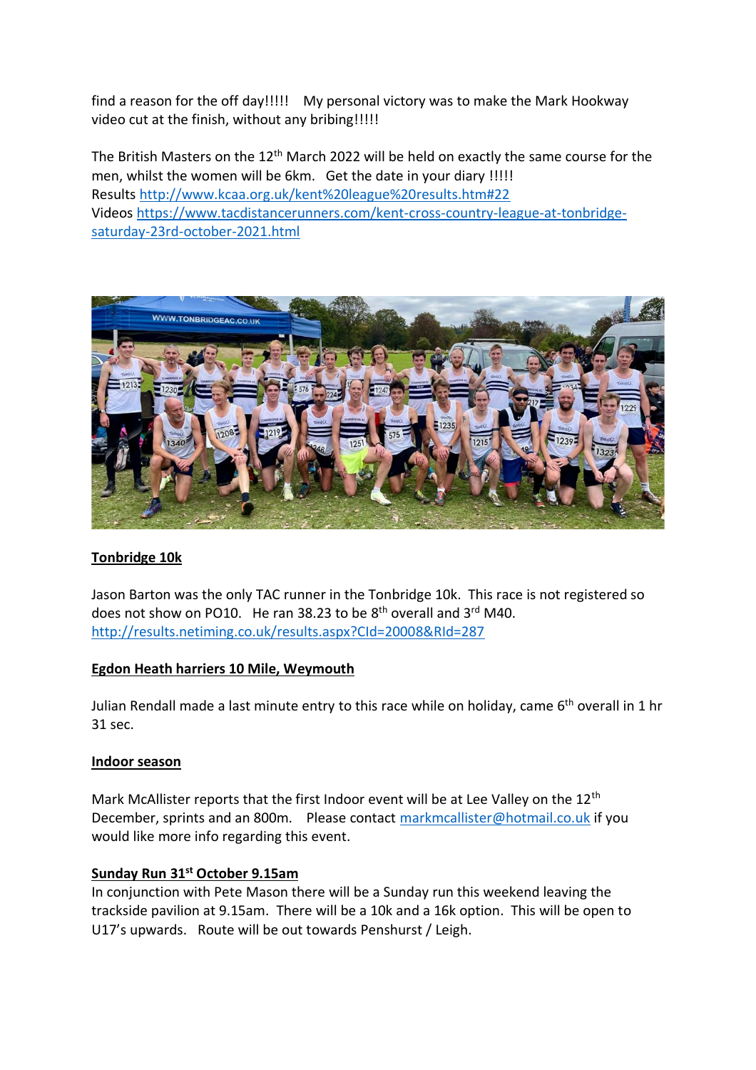find a reason for the off day!!!!! My personal victory was to make the Mark Hookway video cut at the finish, without any bribing!!!!!

The British Masters on the 12th March 2022 will be held on exactly the same course for the men, whilst the women will be 6km. Get the date in your diary !!!!!
Results http://www.kcaa.org.uk/kent%20league%20results.htm#22
Videos https://www.tacdistancerunners.com/kent-cross-country-league-at-tonbridge-saturday-23rd-october-2021.html

**Tonbridge 10k**

Jason Barton was the only TAC runner in the Tonbridge 10k. This race is not registered so does not show on PO10. He ran 38.23 to be 8th overall and 3rd M40.
http://results.netiming.co.uk/results.aspx?CId=20008&RId=287

**Egdon Heath harriers 10 Mile, Weymouth**

Julian Rendall made a last minute entry to this race while on holiday, came 6th overall in 1 hr 31 sec.

**Indoor season**

Mark McAllister reports that the first Indoor event will be at Lee Valley on the 12th December, sprints and an 800m. Please contact markmcallister@hotmail.co.uk if you would like more info regarding this event.

**Sunday Run 31st October 9.15am**

In conjunction with Pete Mason there will be a Sunday run this weekend leaving the trackside pavilion at 9.15am. There will be a 10k and a 16k option. This will be open to U17's upwards. Route will be out towards Penshurst / Leigh.